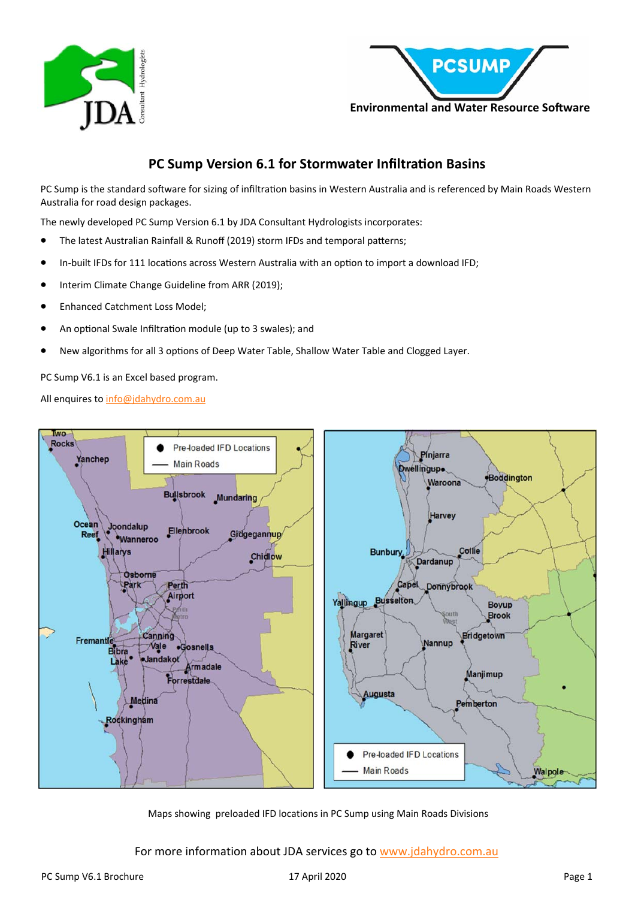# PC Sump Version 6.1 for Stormwater Infiltration Basins

PC Sump is the standard software for sizing of infiltration basins in Western Australia and is referenced by Main Roads Western Australia for road design packages.

The newly developed PC Sump Version 6.1 by JDA Consultant Hydrologists incorporates:

- The latest Australian Rainfall & Runoff (2019) storm IFDs and temporal patterns;
- In-built IFDs for 111 locations across Western Australia with an option to import a download IFD;
- Interim Climate Change Guideline from ARR (2019);
- Enhanced Catchment Loss Model;
- An optional Swale Infiltration module (up to 3 swales); and
- New algorithms for all 3 options of Deep Water Table, Shallow Water Table and Clogged Layer.

PC Sump V6.1 is an Excel based program.

All enquires to info@jdahydro.com.au

Maps showing preloaded IFD locations in PC Sump using Main Roads Divisions

For more information about JDA services go to www.jdahydro.com.au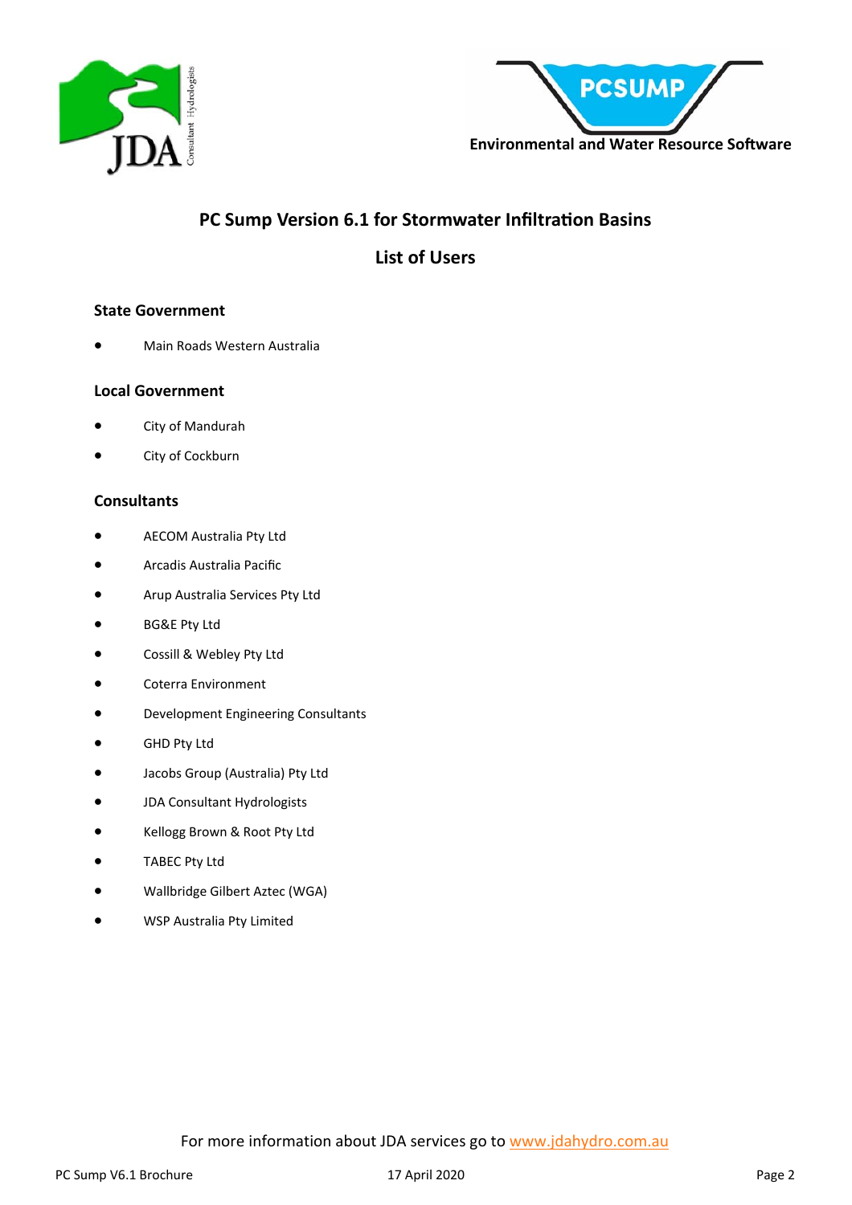# PC Sump Version 6.1 for Stormwater Infiltration Basins

## List of Users

### State Government

- Main Roads Western Australia

### Local Government

- City of Mandurah
- City of Cockburn

### Consultants

- AECOM Australia Pty Ltd
- Arcadis Australia Pacific
- Arup Australia Services Pty Ltd
- BG&E Pty Ltd
- Cossill & Webley Pty Ltd
- Coterra Environment
- Development Engineering Consultants
- GHD Pty Ltd
- Jacobs Group (Australia) Pty Ltd
- JDA Consultant Hydrologists
- Kellogg Brown & Root Pty Ltd
- TABEC Pty Ltd
- Wallbridge Gilbert Aztec (WGA)
- WSP Australia Pty Limited

For more information about JDA services go to www.jdahydro.com.au